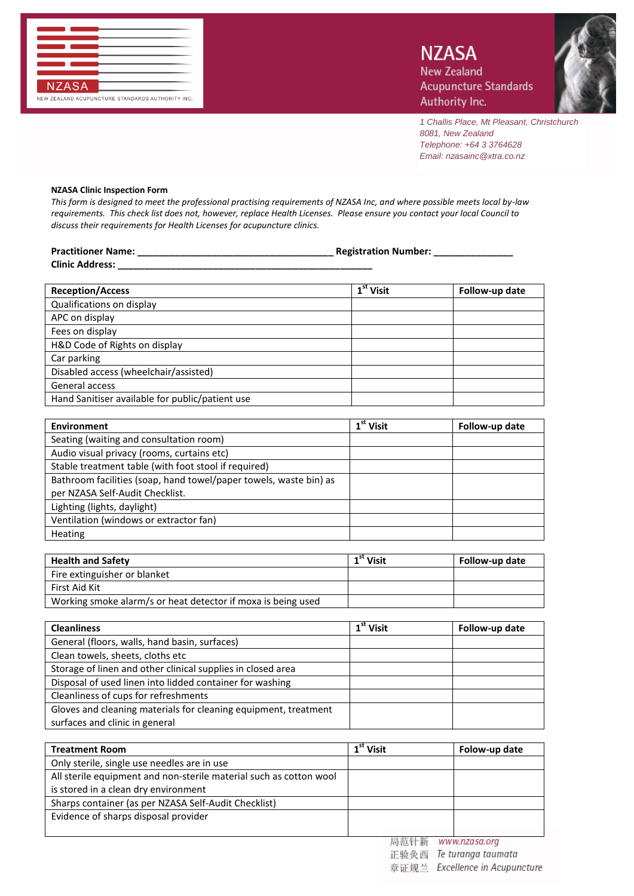NZASA

NEW ZEALAND ACUPUNCTURE STANDARDS AUTHORITY INC.

NZASA
New Zealand
Acupuncture Standards
Authority Inc.

*1 Challis Place, Mt Pleasant, Christchurch 8081, New Zealand*
*Telephone: +64 3 3764628*
*Email: nzasainc@xtra.co.nz*

**NZASA Clinic Inspection Form**

*This form is designed to meet the professional practising requirements of NZASA Inc, and where possible meets local by-law requirements. This check list does not, however, replace Health Licenses. Please ensure you contact your local Council to discuss their requirements for Health Licenses for acupuncture clinics.*

**Practitioner Name: ______________________________________ Registration Number: _______________**
**Clinic Address: __________________________________________________**

| **Reception/Access** | **1st Visit** | **Follow-up date** |
|---|---|---|
| Qualifications on display | | |
| APC on display | | |
| Fees on display | | |
| H&D Code of Rights on display | | |
| Car parking | | |
| Disabled access (wheelchair/assisted) | | |
| General access | | |
| Hand Sanitiser available for public/patient use | | |

| **Environment** | **1st Visit** | **Follow-up date** |
|---|---|---|
| Seating (waiting and consultation room) | | |
| Audio visual privacy (rooms, curtains etc) | | |
| Stable treatment table (with foot stool if required) | | |
| Bathroom facilities (soap, hand towel/paper towels, waste bin) as per NZASA Self-Audit Checklist. | | |
| Lighting (lights, daylight) | | |
| Ventilation (windows or extractor fan) | | |
| Heating | | |

| **Health and Safety** | **1st Visit** | **Follow-up date** |
|---|---|---|
| Fire extinguisher or blanket | | |
| First Aid Kit | | |
| Working smoke alarm/s or heat detector if moxa is being used | | |

| **Cleanliness** | **1st Visit** | **Follow-up date** |
|---|---|---|
| General (floors, walls, hand basin, surfaces) | | |
| Clean towels, sheets, cloths etc | | |
| Storage of linen and other clinical supplies in closed area | | |
| Disposal of used linen into lidded container for washing | | |
| Cleanliness of cups for refreshments | | |
| Gloves and cleaning materials for cleaning equipment, treatment surfaces and clinic in general | | |

| **Treatment Room** | **1st Visit** | **Folow-up date** |
|---|---|---|
| Only sterile, single use needles are in use | | |
| All sterile equipment and non-sterile material such as cotton wool is stored in a clean dry environment | | |
| Sharps container (as per NZASA Self-Audit Checklist) | | |
| Evidence of sharps disposal provider | | |

局范针新 www.nzasa.org
正验灸西 Te turanga taumata
章证规兰 Excellence in Acupuncture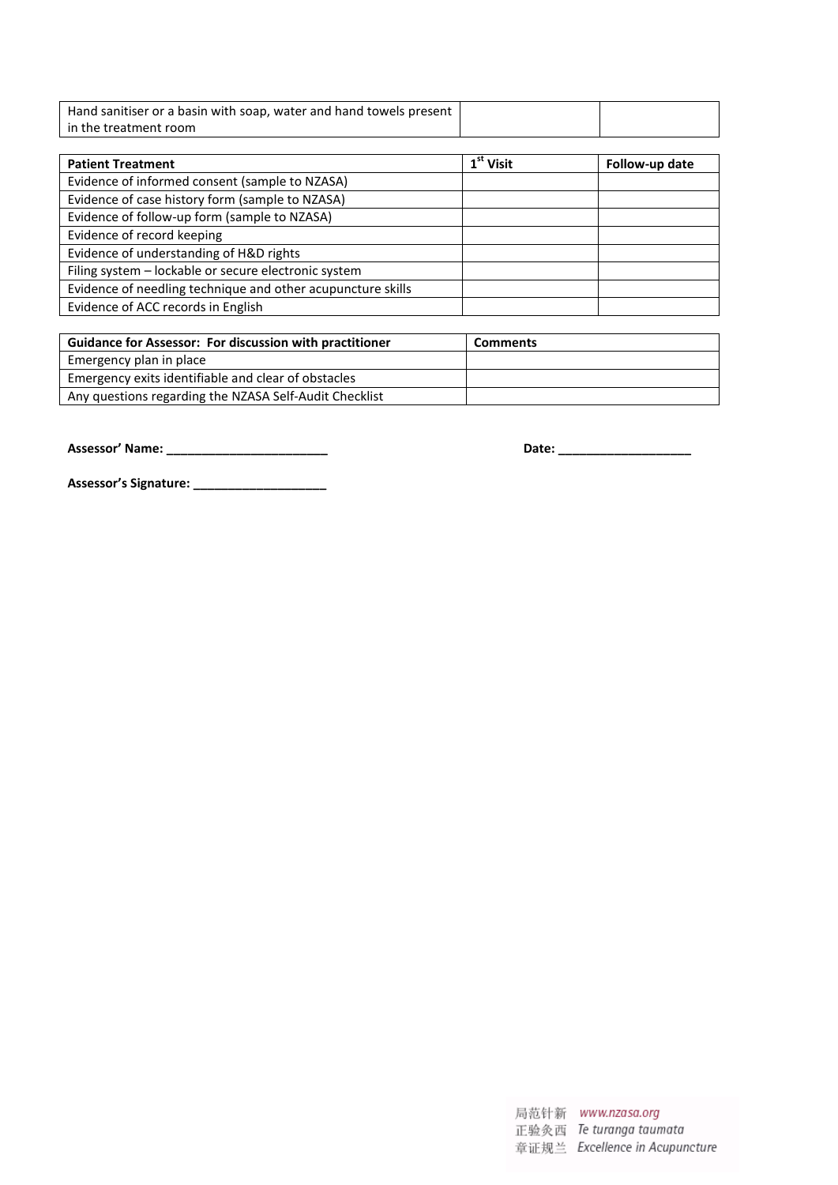| | | |
|---|---|---|
| Hand sanitiser or a basin with soap, water and hand towels present in the treatment room | | |

| Patient Treatment | 1st Visit | Follow-up date |
|---|---|---|
| Evidence of informed consent (sample to NZASA) | | |
| Evidence of case history form (sample to NZASA) | | |
| Evidence of follow-up form (sample to NZASA) | | |
| Evidence of record keeping | | |
| Evidence of understanding of H&D rights | | |
| Filing system – lockable or secure electronic system | | |
| Evidence of needling technique and other acupuncture skills | | |
| Evidence of ACC records in English | | |

| Guidance for Assessor: For discussion with practitioner | Comments |
|---|---|
| Emergency plan in place | |
| Emergency exits identifiable and clear of obstacles | |
| Any questions regarding the NZASA Self-Audit Checklist | |

**Assessor' Name: ________________________** **Date: ___________________**

**Assessor's Signature: ___________________**

局范针新 www.nzasa.org
正验灸西 Te turanga taumata
章证规兰 Excellence in Acupuncture